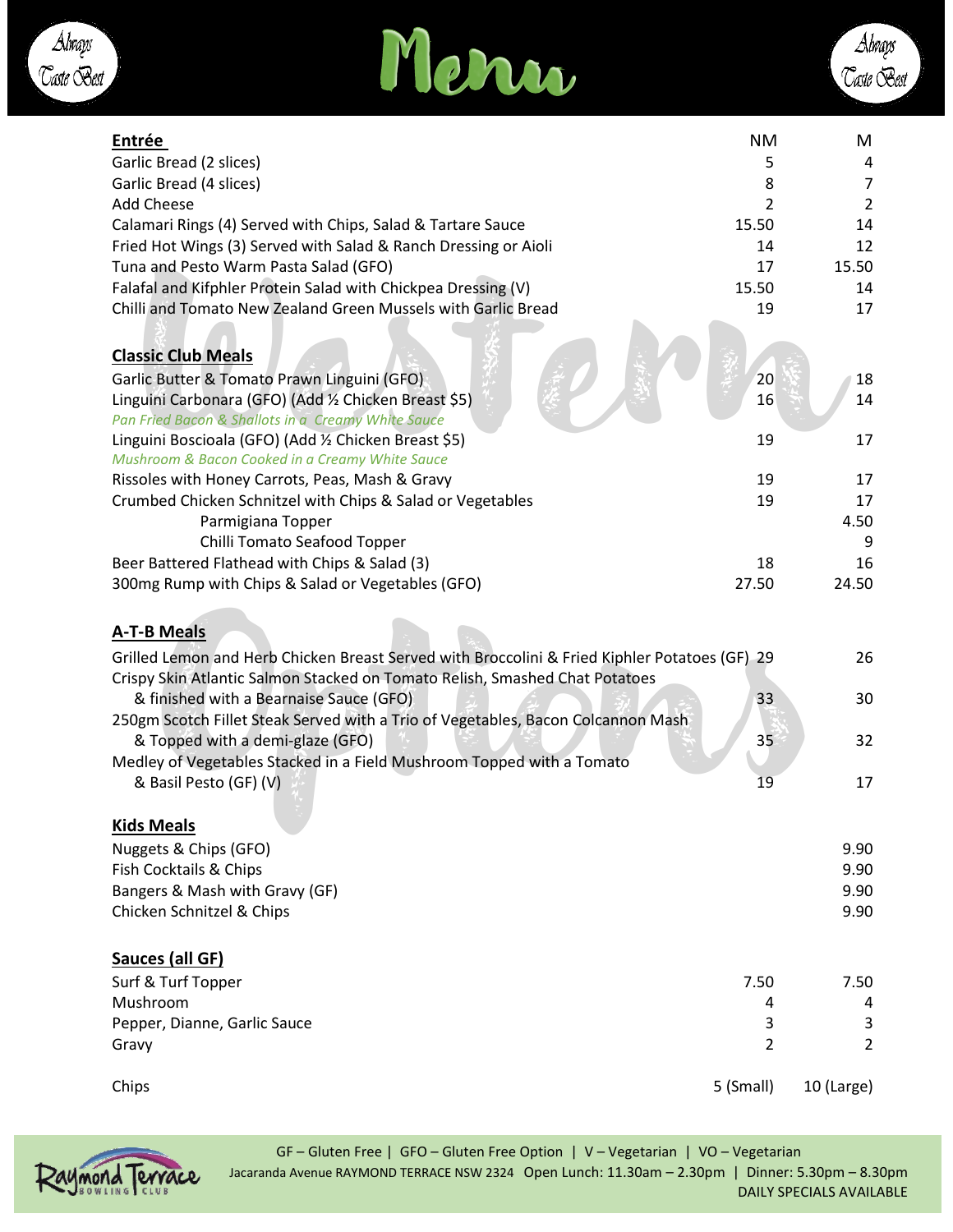# Menu

| Entrée | NM | M |
|---|---|---|
| Garlic Bread (2 slices) | 5 | 4 |
| Garlic Bread (4 slices) | 8 | 7 |
| Add Cheese | 2 | 2 |
| Calamari Rings (4) Served with Chips, Salad & Tartare Sauce | 15.50 | 14 |
| Fried Hot Wings (3) Served with Salad & Ranch Dressing or Aioli | 14 | 12 |
| Tuna and Pesto Warm Pasta Salad (GFO) | 17 | 15.50 |
| Falafal and Kifphler Protein Salad with Chickpea Dressing (V) | 15.50 | 14 |
| Chilli and Tomato New Zealand Green Mussels with Garlic Bread | 19 | 17 |

| Classic Club Meals | | |
|---|---|---|
| Garlic Butter & Tomato Prawn Linguini (GFO) | 20 | 18 |
| Linguini Carbonara (GFO) (Add ½ Chicken Breast $5) *Pan Fried Bacon & Shallots in a Creamy White Sauce* | 16 | 14 |
| Linguini Boscioala (GFO) (Add ½ Chicken Breast $5) *Mushroom & Bacon Cooked in a Creamy White Sauce* | 19 | 17 |
| Rissoles with Honey Carrots, Peas, Mash & Gravy | 19 | 17 |
| Crumbed Chicken Schnitzel with Chips & Salad or Vegetables | 19 | 17 |
| Parmigiana Topper | | 4.50 |
| Chilli Tomato Seafood Topper | | 9 |
| Beer Battered Flathead with Chips & Salad (3) | 18 | 16 |
| 300mg Rump with Chips & Salad or Vegetables (GFO) | 27.50 | 24.50 |

| A-T-B Meals | | |
|---|---|---|
| Grilled Lemon and Herb Chicken Breast Served with Broccolini & Fried Kiphler Potatoes (GF) | 29 | 26 |
| Crispy Skin Atlantic Salmon Stacked on Tomato Relish, Smashed Chat Potatoes & finished with a Bearnaise Sauce (GFO) | 33 | 30 |
| 250gm Scotch Fillet Steak Served with a Trio of Vegetables, Bacon Colcannon Mash & Topped with a demi-glaze (GFO) | 35 | 32 |
| Medley of Vegetables Stacked in a Field Mushroom Topped with a Tomato & Basil Pesto (GF) (V) | 19 | 17 |

| Kids Meals | |
|---|---|
| Nuggets & Chips (GFO) | 9.90 |
| Fish Cocktails & Chips | 9.90 |
| Bangers & Mash with Gravy (GF) | 9.90 |
| Chicken Schnitzel & Chips | 9.90 |

| Sauces (all GF) | | |
|---|---|---|
| Surf & Turf Topper | 7.50 | 7.50 |
| Mushroom | 4 | 4 |
| Pepper, Dianne, Garlic Sauce | 3 | 3 |
| Gravy | 2 | 2 |
| Chips | 5 (Small) | 10 (Large) |

GF – Gluten Free | GFO – Gluten Free Option | V – Vegetarian | VO – Vegetarian

Jacaranda Avenue RAYMOND TERRACE NSW 2324 Open Lunch: 11.30am – 2.30pm | Dinner: 5.30pm – 8.30pm

DAILY SPECIALS AVAILABLE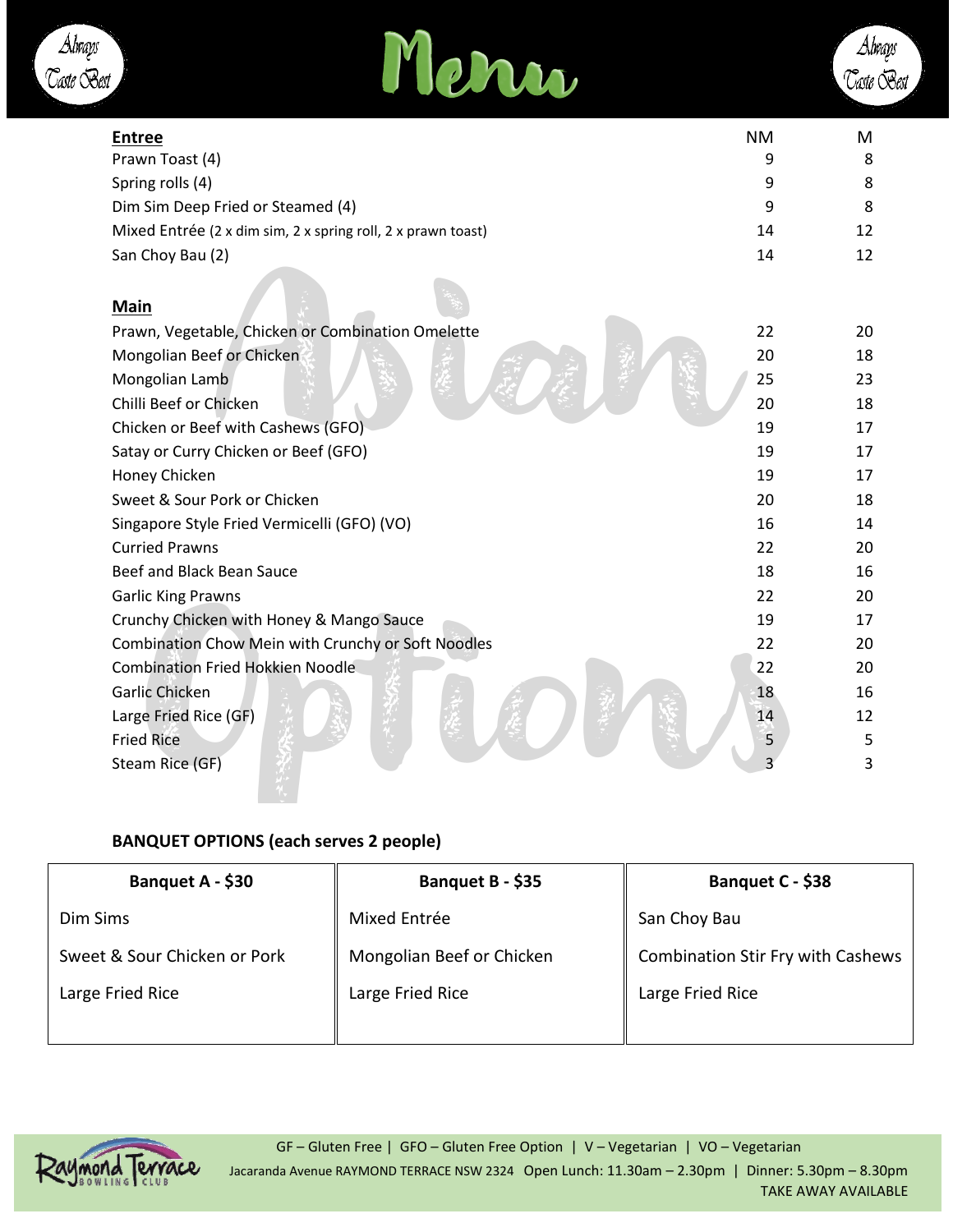# Menu

Always Taste Best

| Entree | NM | M |
| --- | --- | --- |
| Prawn Toast (4) | 9 | 8 |
| Spring rolls (4) | 9 | 8 |
| Dim Sim Deep Fried or Steamed (4) | 9 | 8 |
| Mixed Entrée (2 x dim sim, 2 x spring roll, 2 x prawn toast) | 14 | 12 |
| San Choy Bau (2) | 14 | 12 |

| Main | NM | M |
| --- | --- | --- |
| Prawn, Vegetable, Chicken or Combination Omelette | 22 | 20 |
| Mongolian Beef or Chicken | 20 | 18 |
| Mongolian Lamb | 25 | 23 |
| Chilli Beef or Chicken | 20 | 18 |
| Chicken or Beef with Cashews (GFO) | 19 | 17 |
| Satay or Curry Chicken or Beef (GFO) | 19 | 17 |
| Honey Chicken | 19 | 17 |
| Sweet & Sour Pork or Chicken | 20 | 18 |
| Singapore Style Fried Vermicelli (GFO) (VO) | 16 | 14 |
| Curried Prawns | 22 | 20 |
| Beef and Black Bean Sauce | 18 | 16 |
| Garlic King Prawns | 22 | 20 |
| Crunchy Chicken with Honey & Mango Sauce | 19 | 17 |
| Combination Chow Mein with Crunchy or Soft Noodles | 22 | 20 |
| Combination Fried Hokkien Noodle | 22 | 20 |
| Garlic Chicken | 18 | 16 |
| Large Fried Rice (GF) | 14 | 12 |
| Fried Rice | 5 | 5 |
| Steam Rice (GF) | 3 | 3 |

Asian Options

**BANQUET OPTIONS (each serves 2 people)**

| Banquet A - $30 | Banquet B - $35 | Banquet C - $38 |
| --- | --- | --- |
| Dim Sims | Mixed Entrée | San Choy Bau |
| Sweet & Sour Chicken or Pork | Mongolian Beef or Chicken | Combination Stir Fry with Cashews |
| Large Fried Rice | Large Fried Rice | Large Fried Rice |

Raymond Terrace Bowling Club

GF – Gluten Free | GFO – Gluten Free Option | V – Vegetarian | VO – Vegetarian

Jacaranda Avenue RAYMOND TERRACE NSW 2324 Open Lunch: 11.30am – 2.30pm | Dinner: 5.30pm – 8.30pm

TAKE AWAY AVAILABLE